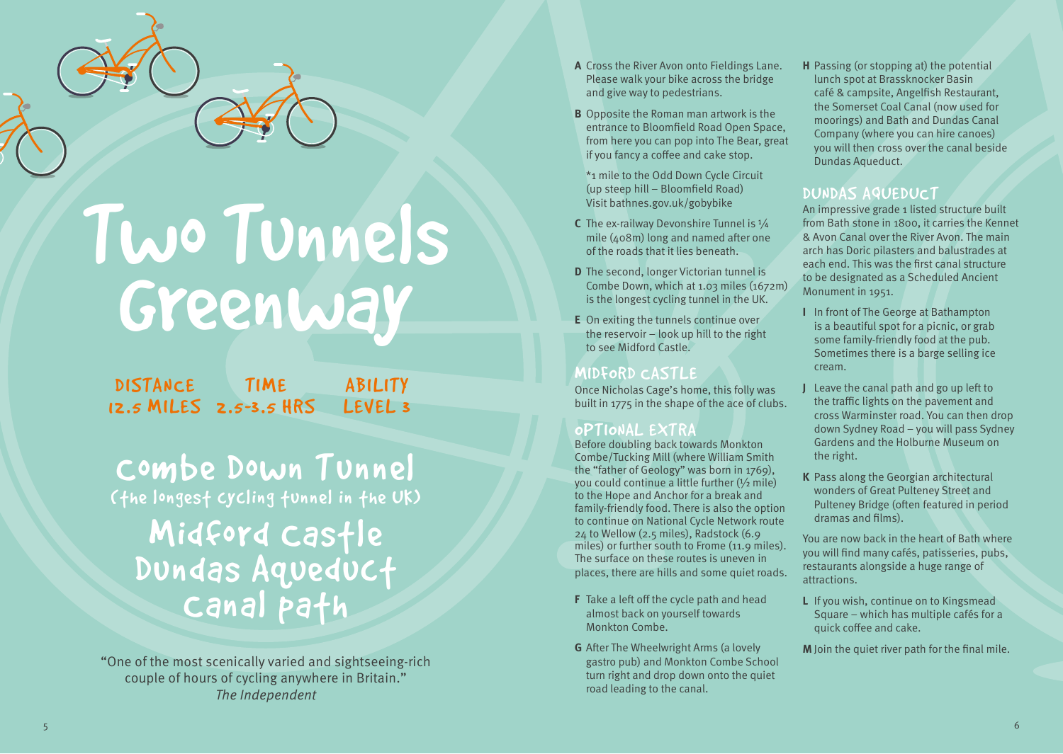# Two Tunnels Greenway

**DISTANCE** 12.5 MILES | **TIME** 2.5-3.5 HRS | **ABILITY** LEVEL 3

## Combe Down Tunnel
(the longest cycling tunnel in the UK)

## Midford Castle
## Dundas Aqueduct
## Canal path

"One of the most scenically varied and sightseeing-rich couple of hours of cycling anywhere in Britain."
*The Independent*

**A** Cross the River Avon onto Fieldings Lane. Please walk your bike across the bridge and give way to pedestrians.

**B** Opposite the Roman man artwork is the entrance to Bloomfield Road Open Space, from here you can pop into The Bear, great if you fancy a coffee and cake stop.

*1 mile to the Odd Down Cycle Circuit (up steep hill – Bloomfield Road) Visit bathnes.gov.uk/gobybike

**C** The ex-railway Devonshire Tunnel is ¼ mile (408m) long and named after one of the roads that it lies beneath.

**D** The second, longer Victorian tunnel is Combe Down, which at 1.03 miles (1672m) is the longest cycling tunnel in the UK.

**E** On exiting the tunnels continue over the reservoir – look up hill to the right to see Midford Castle.

### MIDFORD CASTLE

Once Nicholas Cage's home, this folly was built in 1775 in the shape of the ace of clubs.

### OPTIONAL EXTRA

Before doubling back towards Monkton Combe/Tucking Mill (where William Smith the "father of Geology" was born in 1769), you could continue a little further (½ mile) to the Hope and Anchor for a break and family-friendly food. There is also the option to continue on National Cycle Network route 24 to Wellow (2.5 miles), Radstock (6.9 miles) or further south to Frome (11.9 miles). The surface on these routes is uneven in places, there are hills and some quiet roads.

**F** Take a left off the cycle path and head almost back on yourself towards Monkton Combe.

**G** After The Wheelwright Arms (a lovely gastro pub) and Monkton Combe School turn right and drop down onto the quiet road leading to the canal.

**H** Passing (or stopping at) the potential lunch spot at Brassknocker Basin café & campsite, Angelfish Restaurant, the Somerset Coal Canal (now used for moorings) and Bath and Dundas Canal Company (where you can hire canoes) you will then cross over the canal beside Dundas Aqueduct.

### DUNDAS AQUEDUCT

An impressive grade 1 listed structure built from Bath stone in 1800, it carries the Kennet & Avon Canal over the River Avon. The main arch has Doric pilasters and balustrades at each end. This was the first canal structure to be designated as a Scheduled Ancient Monument in 1951.

**I** In front of The George at Bathampton is a beautiful spot for a picnic, or grab some family-friendly food at the pub. Sometimes there is a barge selling ice cream.

**J** Leave the canal path and go up left to the traffic lights on the pavement and cross Warminster road. You can then drop down Sydney Road – you will pass Sydney Gardens and the Holburne Museum on the right.

**K** Pass along the Georgian architectural wonders of Great Pulteney Street and Pulteney Bridge (often featured in period dramas and films).

You are now back in the heart of Bath where you will find many cafés, patisseries, pubs, restaurants alongside a huge range of attractions.

**L** If you wish, continue on to Kingsmead Square – which has multiple cafés for a quick coffee and cake.

**M** Join the quiet river path for the final mile.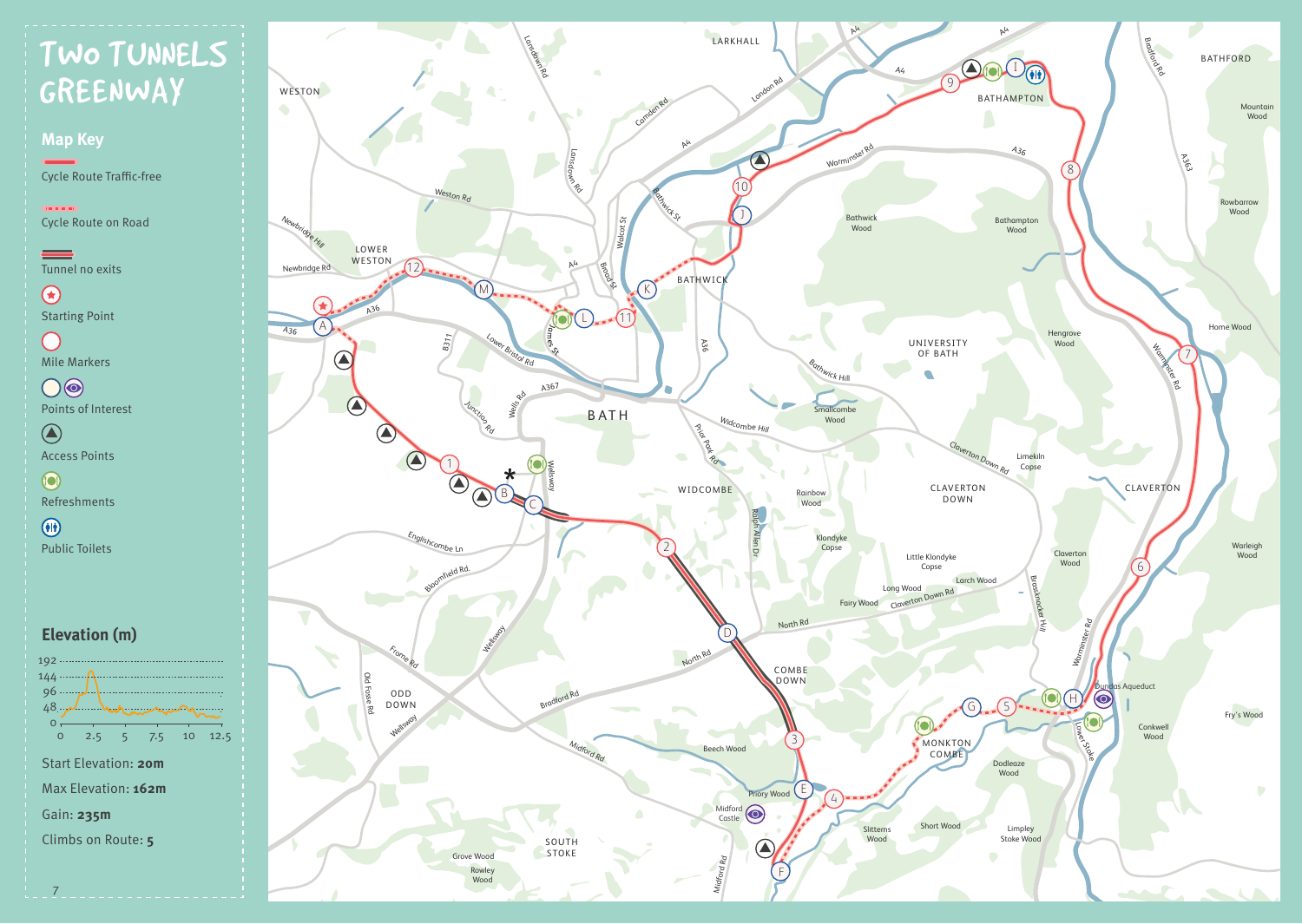# Two Tunnels Greenway

## Map Key

Cycle Route Traffic-free

Cycle Route on Road

Tunnel no exits

Starting Point

Mile Markers

Points of Interest

Access Points

Refreshments

Public Toilets

## Elevation (m)

192
144
96
48
0

0 2.5 5 7.5 10 12.5

Start Elevation: **20m**

Max Elevation: **162m**

Gain: **235m**

Climbs on Route: **5**